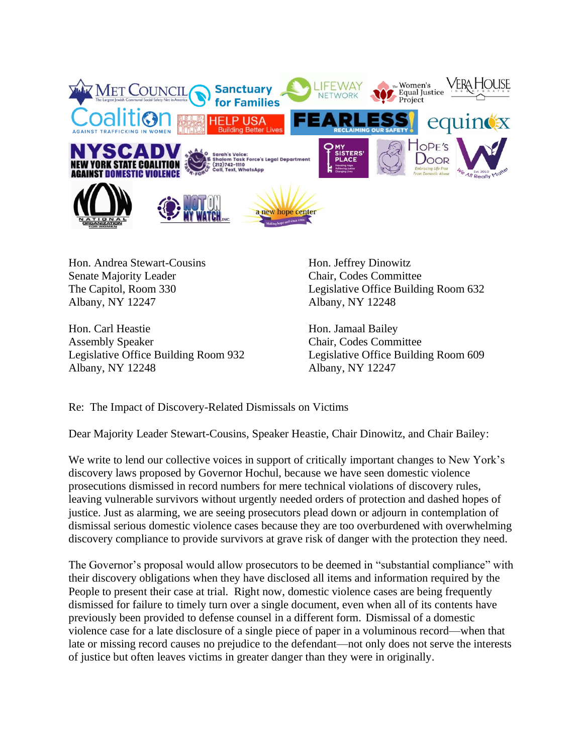Hon. Andrea Stewart-Cousins
Senate Majority Leader
The Capitol, Room 330
Albany, NY 12247

Hon. Jeffrey Dinowitz
Chair, Codes Committee
Legislative Office Building Room 632
Albany, NY 12248

Hon. Carl Heastie
Assembly Speaker
Legislative Office Building Room 932
Albany, NY 12248

Hon. Jamaal Bailey
Chair, Codes Committee
Legislative Office Building Room 609
Albany, NY 12247

Re: The Impact of Discovery-Related Dismissals on Victims

Dear Majority Leader Stewart-Cousins, Speaker Heastie, Chair Dinowitz, and Chair Bailey:

We write to lend our collective voices in support of critically important changes to New York's discovery laws proposed by Governor Hochul, because we have seen domestic violence prosecutions dismissed in record numbers for mere technical violations of discovery rules, leaving vulnerable survivors without urgently needed orders of protection and dashed hopes of justice. Just as alarming, we are seeing prosecutors plead down or adjourn in contemplation of dismissal serious domestic violence cases because they are too overburdened with overwhelming discovery compliance to provide survivors at grave risk of danger with the protection they need.

The Governor's proposal would allow prosecutors to be deemed in "substantial compliance" with their discovery obligations when they have disclosed all items and information required by the People to present their case at trial. Right now, domestic violence cases are being frequently dismissed for failure to timely turn over a single document, even when all of its contents have previously been provided to defense counsel in a different form. Dismissal of a domestic violence case for a late disclosure of a single piece of paper in a voluminous record—when that late or missing record causes no prejudice to the defendant—not only does not serve the interests of justice but often leaves victims in greater danger than they were in originally.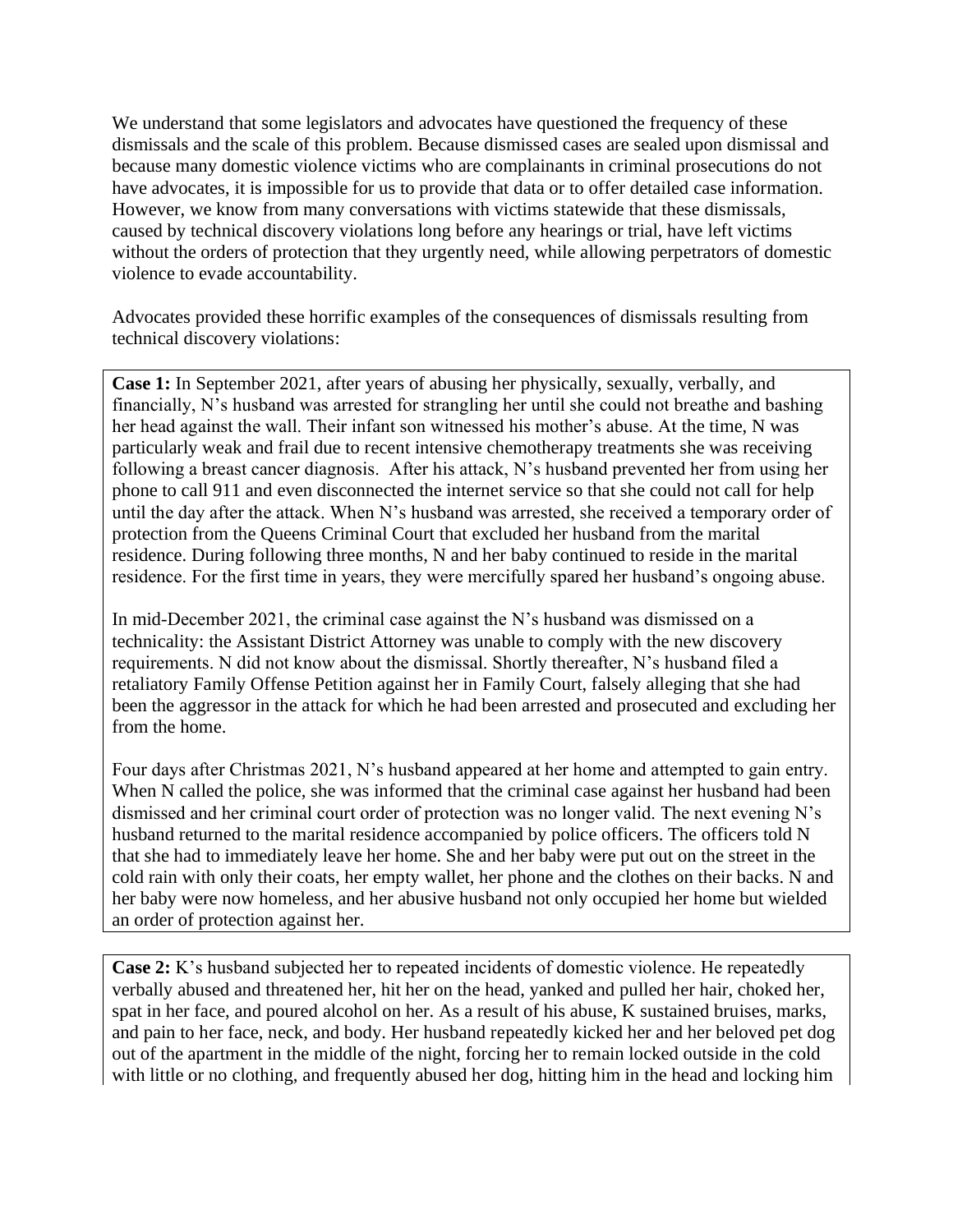We understand that some legislators and advocates have questioned the frequency of these dismissals and the scale of this problem. Because dismissed cases are sealed upon dismissal and because many domestic violence victims who are complainants in criminal prosecutions do not have advocates, it is impossible for us to provide that data or to offer detailed case information. However, we know from many conversations with victims statewide that these dismissals, caused by technical discovery violations long before any hearings or trial, have left victims without the orders of protection that they urgently need, while allowing perpetrators of domestic violence to evade accountability.

Advocates provided these horrific examples of the consequences of dismissals resulting from technical discovery violations:

**Case 1:** In September 2021, after years of abusing her physically, sexually, verbally, and financially, N's husband was arrested for strangling her until she could not breathe and bashing her head against the wall. Their infant son witnessed his mother's abuse. At the time, N was particularly weak and frail due to recent intensive chemotherapy treatments she was receiving following a breast cancer diagnosis. After his attack, N's husband prevented her from using her phone to call 911 and even disconnected the internet service so that she could not call for help until the day after the attack. When N's husband was arrested, she received a temporary order of protection from the Queens Criminal Court that excluded her husband from the marital residence. During following three months, N and her baby continued to reside in the marital residence. For the first time in years, they were mercifully spared her husband's ongoing abuse.

In mid-December 2021, the criminal case against the N's husband was dismissed on a technicality: the Assistant District Attorney was unable to comply with the new discovery requirements. N did not know about the dismissal. Shortly thereafter, N's husband filed a retaliatory Family Offense Petition against her in Family Court, falsely alleging that she had been the aggressor in the attack for which he had been arrested and prosecuted and excluding her from the home.

Four days after Christmas 2021, N's husband appeared at her home and attempted to gain entry. When N called the police, she was informed that the criminal case against her husband had been dismissed and her criminal court order of protection was no longer valid. The next evening N's husband returned to the marital residence accompanied by police officers. The officers told N that she had to immediately leave her home. She and her baby were put out on the street in the cold rain with only their coats, her empty wallet, her phone and the clothes on their backs. N and her baby were now homeless, and her abusive husband not only occupied her home but wielded an order of protection against her.

**Case 2:** K's husband subjected her to repeated incidents of domestic violence. He repeatedly verbally abused and threatened her, hit her on the head, yanked and pulled her hair, choked her, spat in her face, and poured alcohol on her. As a result of his abuse, K sustained bruises, marks, and pain to her face, neck, and body. Her husband repeatedly kicked her and her beloved pet dog out of the apartment in the middle of the night, forcing her to remain locked outside in the cold with little or no clothing, and frequently abused her dog, hitting him in the head and locking him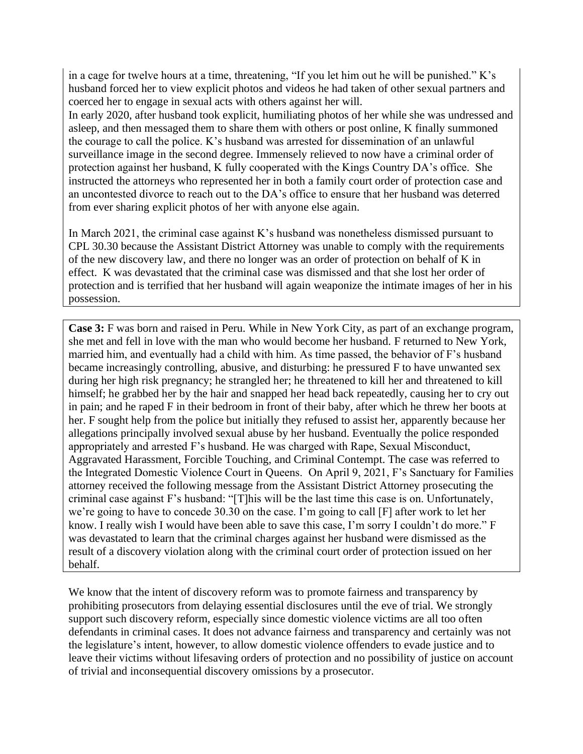in a cage for twelve hours at a time, threatening, "If you let him out he will be punished." K's husband forced her to view explicit photos and videos he had taken of other sexual partners and coerced her to engage in sexual acts with others against her will.
In early 2020, after husband took explicit, humiliating photos of her while she was undressed and asleep, and then messaged them to share them with others or post online, K finally summoned the courage to call the police. K's husband was arrested for dissemination of an unlawful surveillance image in the second degree. Immensely relieved to now have a criminal order of protection against her husband, K fully cooperated with the Kings Country DA's office. She instructed the attorneys who represented her in both a family court order of protection case and an uncontested divorce to reach out to the DA's office to ensure that her husband was deterred from ever sharing explicit photos of her with anyone else again.

In March 2021, the criminal case against K's husband was nonetheless dismissed pursuant to CPL 30.30 because the Assistant District Attorney was unable to comply with the requirements of the new discovery law, and there no longer was an order of protection on behalf of K in effect. K was devastated that the criminal case was dismissed and that she lost her order of protection and is terrified that her husband will again weaponize the intimate images of her in his possession.

**Case 3:** F was born and raised in Peru. While in New York City, as part of an exchange program, she met and fell in love with the man who would become her husband. F returned to New York, married him, and eventually had a child with him. As time passed, the behavior of F's husband became increasingly controlling, abusive, and disturbing: he pressured F to have unwanted sex during her high risk pregnancy; he strangled her; he threatened to kill her and threatened to kill himself; he grabbed her by the hair and snapped her head back repeatedly, causing her to cry out in pain; and he raped F in their bedroom in front of their baby, after which he threw her boots at her. F sought help from the police but initially they refused to assist her, apparently because her allegations principally involved sexual abuse by her husband. Eventually the police responded appropriately and arrested F's husband. He was charged with Rape, Sexual Misconduct, Aggravated Harassment, Forcible Touching, and Criminal Contempt. The case was referred to the Integrated Domestic Violence Court in Queens. On April 9, 2021, F's Sanctuary for Families attorney received the following message from the Assistant District Attorney prosecuting the criminal case against F's husband: "[T]his will be the last time this case is on. Unfortunately, we're going to have to concede 30.30 on the case. I'm going to call [F] after work to let her know. I really wish I would have been able to save this case, I'm sorry I couldn't do more." F was devastated to learn that the criminal charges against her husband were dismissed as the result of a discovery violation along with the criminal court order of protection issued on her behalf.

We know that the intent of discovery reform was to promote fairness and transparency by prohibiting prosecutors from delaying essential disclosures until the eve of trial. We strongly support such discovery reform, especially since domestic violence victims are all too often defendants in criminal cases. It does not advance fairness and transparency and certainly was not the legislature's intent, however, to allow domestic violence offenders to evade justice and to leave their victims without lifesaving orders of protection and no possibility of justice on account of trivial and inconsequential discovery omissions by a prosecutor.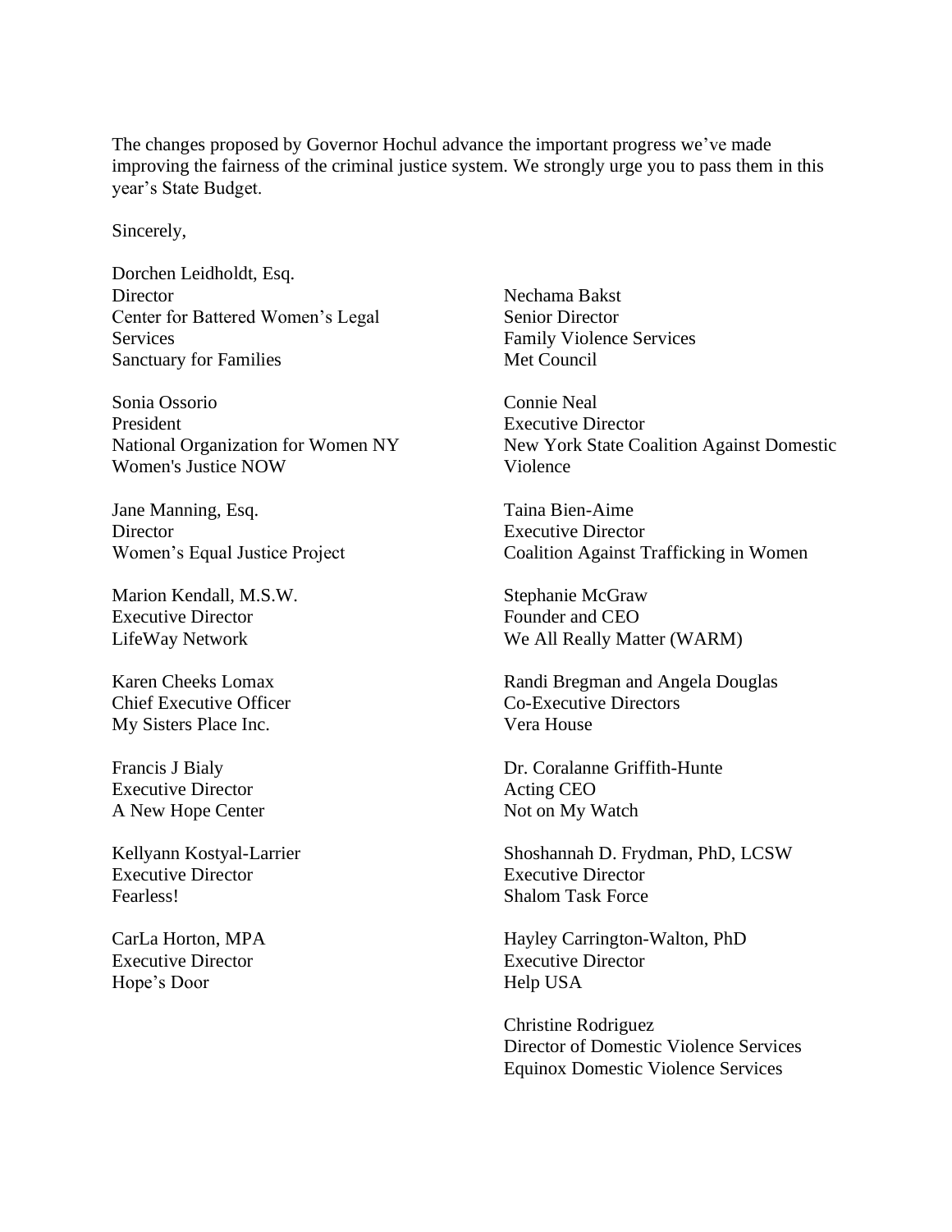The changes proposed by Governor Hochul advance the important progress we've made improving the fairness of the criminal justice system. We strongly urge you to pass them in this year's State Budget.

Sincerely,

Dorchen Leidholdt, Esq.
Director
Center for Battered Women's Legal Services
Sanctuary for Families

Sonia Ossorio
President
National Organization for Women NY
Women's Justice NOW

Jane Manning, Esq.
Director
Women's Equal Justice Project

Marion Kendall, M.S.W.
Executive Director
LifeWay Network

Karen Cheeks Lomax
Chief Executive Officer
My Sisters Place Inc.

Francis J Bialy
Executive Director
A New Hope Center

Kellyann Kostyal-Larrier
Executive Director
Fearless!

CarLa Horton, MPA
Executive Director
Hope's Door

Nechama Bakst
Senior Director
Family Violence Services
Met Council

Connie Neal
Executive Director
New York State Coalition Against Domestic Violence

Taina Bien-Aime
Executive Director
Coalition Against Trafficking in Women

Stephanie McGraw
Founder and CEO
We All Really Matter (WARM)

Randi Bregman and Angela Douglas
Co-Executive Directors
Vera House

Dr. Coralanne Griffith-Hunte
Acting CEO
Not on My Watch

Shoshannah D. Frydman, PhD, LCSW
Executive Director
Shalom Task Force

Hayley Carrington-Walton, PhD
Executive Director
Help USA

Christine Rodriguez
Director of Domestic Violence Services
Equinox Domestic Violence Services